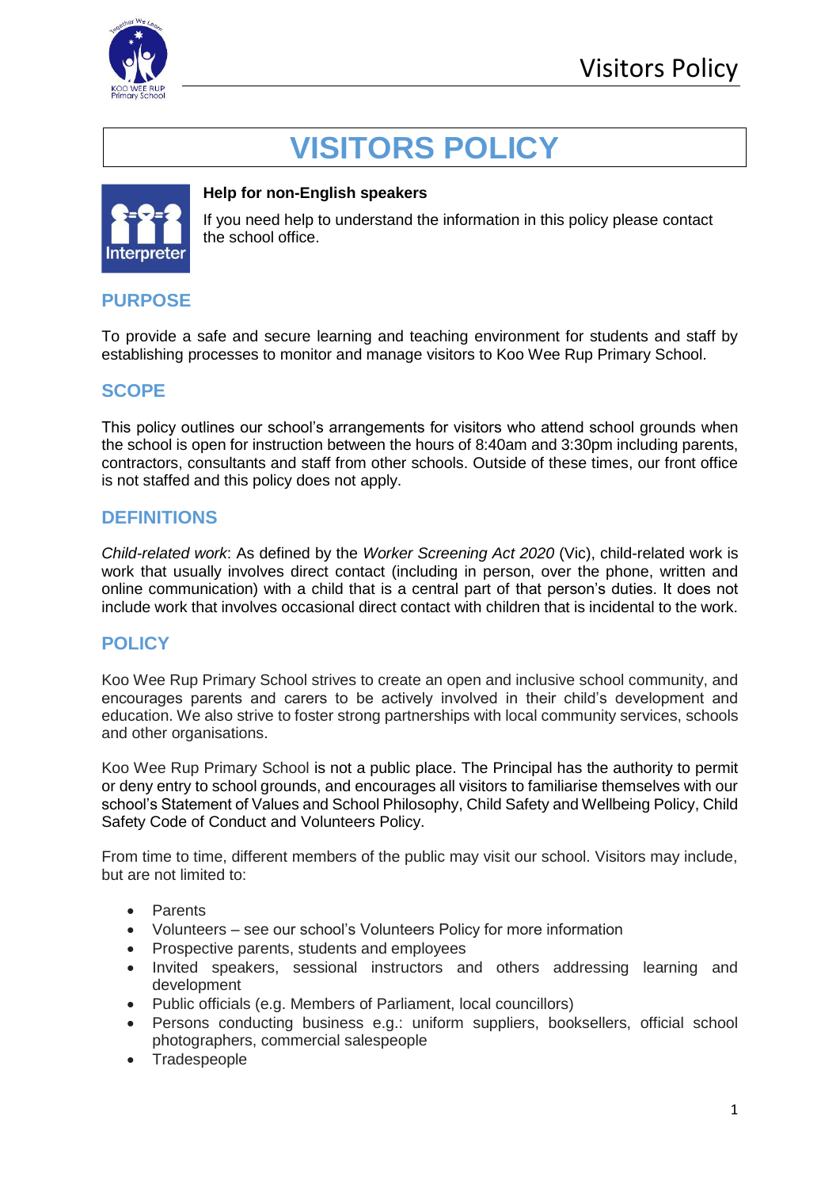# VISITORS POLICY

**Help for non-English speakers**

If you need help to understand the information in this policy please contact the school office.

## PURPOSE

To provide a safe and secure learning and teaching environment for students and staff by establishing processes to monitor and manage visitors to Koo Wee Rup Primary School.

## SCOPE

This policy outlines our school's arrangements for visitors who attend school grounds when the school is open for instruction between the hours of 8:40am and 3:30pm including parents, contractors, consultants and staff from other schools. Outside of these times, our front office is not staffed and this policy does not apply.

## DEFINITIONS

*Child-related work*: As defined by the *Worker Screening Act 2020* (Vic), child-related work is work that usually involves direct contact (including in person, over the phone, written and online communication) with a child that is a central part of that person's duties. It does not include work that involves occasional direct contact with children that is incidental to the work.

## POLICY

Koo Wee Rup Primary School strives to create an open and inclusive school community, and encourages parents and carers to be actively involved in their child's development and education. We also strive to foster strong partnerships with local community services, schools and other organisations.

Koo Wee Rup Primary School is not a public place. The Principal has the authority to permit or deny entry to school grounds, and encourages all visitors to familiarise themselves with our school's Statement of Values and School Philosophy, Child Safety and Wellbeing Policy, Child Safety Code of Conduct and Volunteers Policy.

From time to time, different members of the public may visit our school. Visitors may include, but are not limited to:

- Parents
- Volunteers – see our school's Volunteers Policy for more information
- Prospective parents, students and employees
- Invited speakers, sessional instructors and others addressing learning and development
- Public officials (e.g. Members of Parliament, local councillors)
- Persons conducting business e.g.: uniform suppliers, booksellers, official school photographers, commercial salespeople
- Tradespeople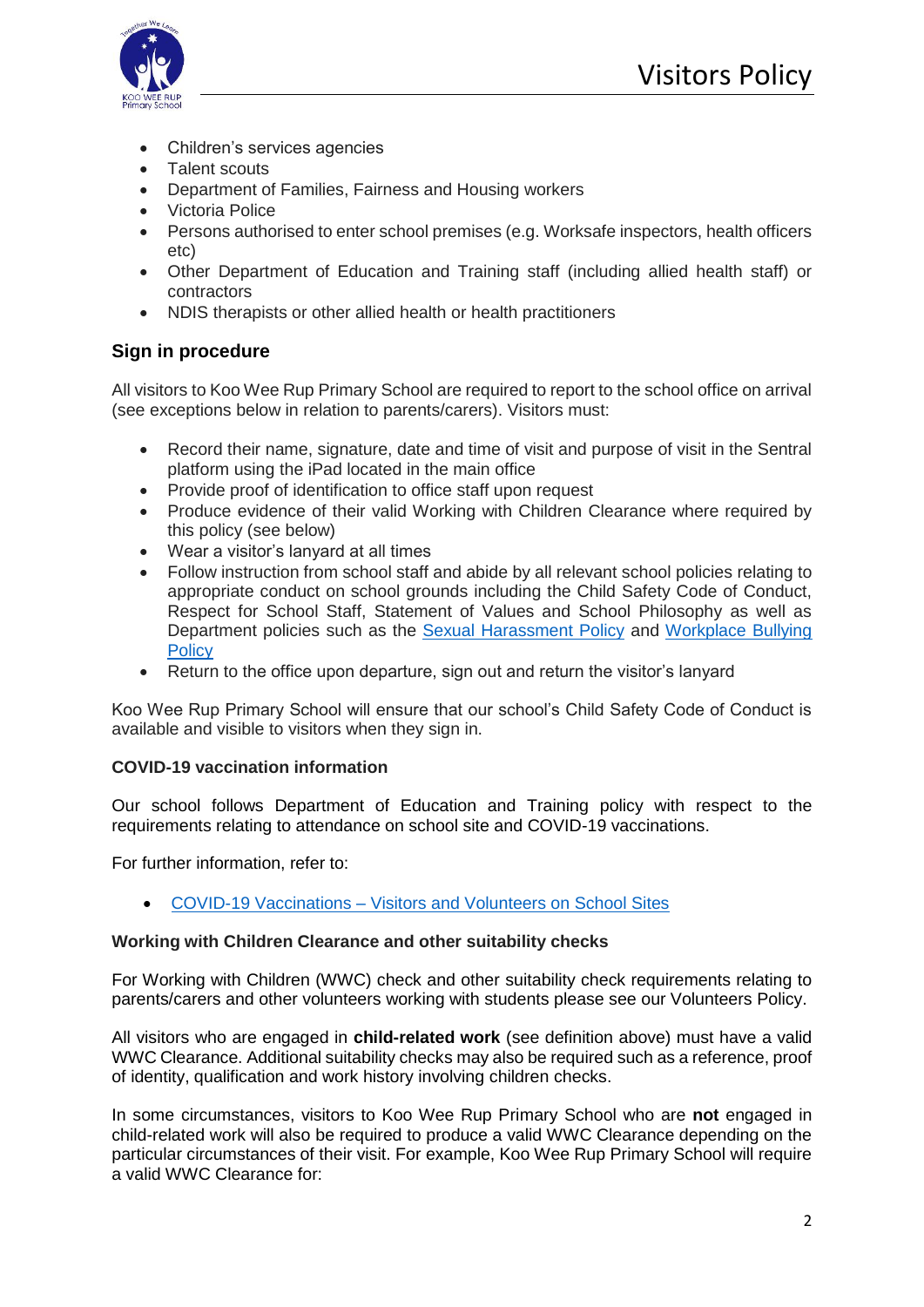- Children's services agencies
- Talent scouts
- Department of Families, Fairness and Housing workers
- Victoria Police
- Persons authorised to enter school premises (e.g. Worksafe inspectors, health officers etc)
- Other Department of Education and Training staff (including allied health staff) or contractors
- NDIS therapists or other allied health or health practitioners

## Sign in procedure

All visitors to Koo Wee Rup Primary School are required to report to the school office on arrival (see exceptions below in relation to parents/carers). Visitors must:

- Record their name, signature, date and time of visit and purpose of visit in the Sentral platform using the iPad located in the main office
- Provide proof of identification to office staff upon request
- Produce evidence of their valid Working with Children Clearance where required by this policy (see below)
- Wear a visitor's lanyard at all times
- Follow instruction from school staff and abide by all relevant school policies relating to appropriate conduct on school grounds including the Child Safety Code of Conduct, Respect for School Staff, Statement of Values and School Philosophy as well as Department policies such as the [Sexual Harassment Policy]() and [Workplace Bullying Policy]()
- Return to the office upon departure, sign out and return the visitor's lanyard

Koo Wee Rup Primary School will ensure that our school's Child Safety Code of Conduct is available and visible to visitors when they sign in.

### COVID-19 vaccination information

Our school follows Department of Education and Training policy with respect to the requirements relating to attendance on school site and COVID-19 vaccinations.

For further information, refer to:

- [COVID-19 Vaccinations – Visitors and Volunteers on School Sites]()

### Working with Children Clearance and other suitability checks

For Working with Children (WWC) check and other suitability check requirements relating to parents/carers and other volunteers working with students please see our Volunteers Policy.

All visitors who are engaged in **child-related work** (see definition above) must have a valid WWC Clearance. Additional suitability checks may also be required such as a reference, proof of identity, qualification and work history involving children checks.

In some circumstances, visitors to Koo Wee Rup Primary School who are **not** engaged in child-related work will also be required to produce a valid WWC Clearance depending on the particular circumstances of their visit. For example, Koo Wee Rup Primary School will require a valid WWC Clearance for: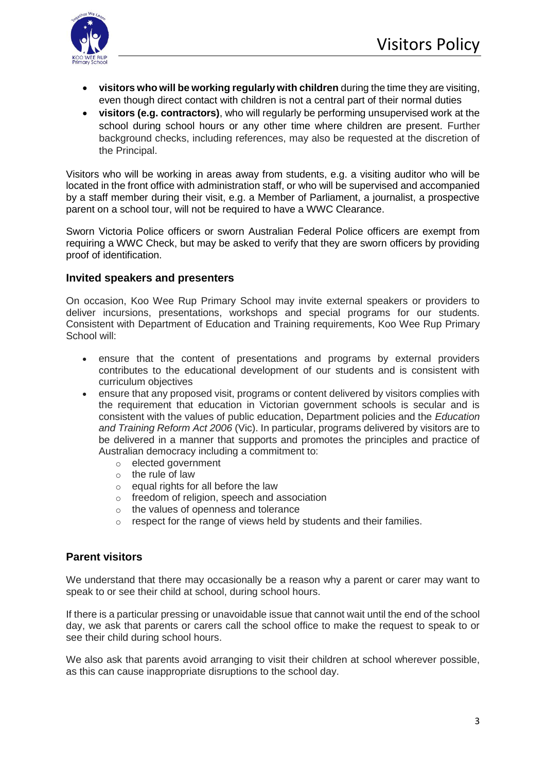- **visitors who will be working regularly with children** during the time they are visiting, even though direct contact with children is not a central part of their normal duties
- **visitors (e.g. contractors)**, who will regularly be performing unsupervised work at the school during school hours or any other time where children are present. Further background checks, including references, may also be requested at the discretion of the Principal.

Visitors who will be working in areas away from students, e.g. a visiting auditor who will be located in the front office with administration staff, or who will be supervised and accompanied by a staff member during their visit, e.g. a Member of Parliament, a journalist, a prospective parent on a school tour, will not be required to have a WWC Clearance.

Sworn Victoria Police officers or sworn Australian Federal Police officers are exempt from requiring a WWC Check, but may be asked to verify that they are sworn officers by providing proof of identification.

### Invited speakers and presenters

On occasion, Koo Wee Rup Primary School may invite external speakers or providers to deliver incursions, presentations, workshops and special programs for our students. Consistent with Department of Education and Training requirements, Koo Wee Rup Primary School will:

- ensure that the content of presentations and programs by external providers contributes to the educational development of our students and is consistent with curriculum objectives
- ensure that any proposed visit, programs or content delivered by visitors complies with the requirement that education in Victorian government schools is secular and is consistent with the values of public education, Department policies and the *Education and Training Reform Act 2006* (Vic). In particular, programs delivered by visitors are to be delivered in a manner that supports and promotes the principles and practice of Australian democracy including a commitment to:
  - elected government
  - the rule of law
  - equal rights for all before the law
  - freedom of religion, speech and association
  - the values of openness and tolerance
  - respect for the range of views held by students and their families.

### Parent visitors

We understand that there may occasionally be a reason why a parent or carer may want to speak to or see their child at school, during school hours.

If there is a particular pressing or unavoidable issue that cannot wait until the end of the school day, we ask that parents or carers call the school office to make the request to speak to or see their child during school hours.

We also ask that parents avoid arranging to visit their children at school wherever possible, as this can cause inappropriate disruptions to the school day.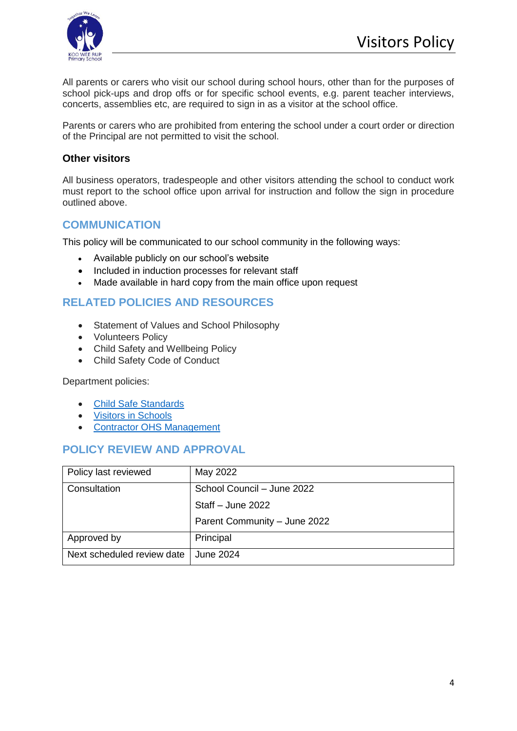All parents or carers who visit our school during school hours, other than for the purposes of school pick-ups and drop offs or for specific school events, e.g. parent teacher interviews, concerts, assemblies etc, are required to sign in as a visitor at the school office.

Parents or carers who are prohibited from entering the school under a court order or direction of the Principal are not permitted to visit the school.

### Other visitors

All business operators, tradespeople and other visitors attending the school to conduct work must report to the school office upon arrival for instruction and follow the sign in procedure outlined above.

## COMMUNICATION

This policy will be communicated to our school community in the following ways:

- Available publicly on our school's website
- Included in induction processes for relevant staff
- Made available in hard copy from the main office upon request

## RELATED POLICIES AND RESOURCES

- Statement of Values and School Philosophy
- Volunteers Policy
- Child Safety and Wellbeing Policy
- Child Safety Code of Conduct

Department policies:

- Child Safe Standards
- Visitors in Schools
- Contractor OHS Management

## POLICY REVIEW AND APPROVAL

| | |
|---|---|
| Policy last reviewed | May 2022 |
| Consultation | School Council – June 2022<br>Staff – June 2022<br>Parent Community – June 2022 |
| Approved by | Principal |
| Next scheduled review date | June 2024 |